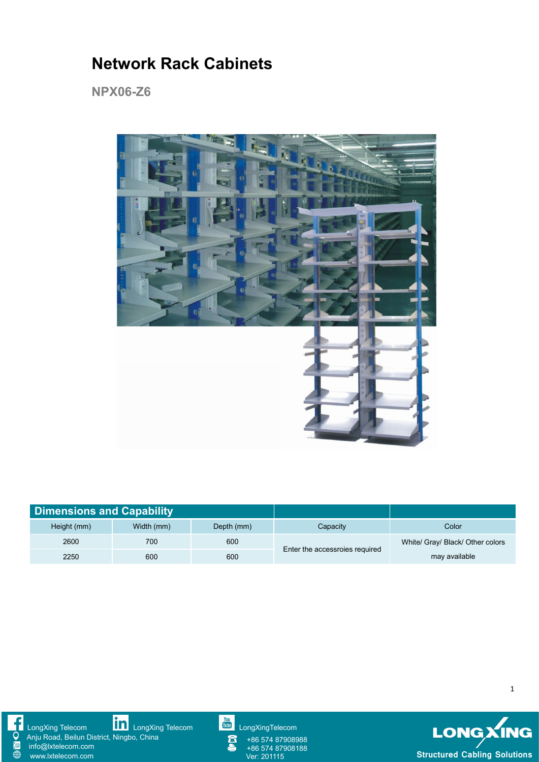# Network Rack Cabinets

## NPX06-Z6

| Dimensions and Capability | | | | |
|---|---|---|---|---|
| Height (mm) | Width (mm) | Depth (mm) | Capacity | Color |
| 2600 | 700 | 600 | Enter the accessroies required | White/ Gray/ Black/ Other colors may available |
| 2250 | 600 | 600 | | |

LongXing Telecom
Anju Road, Beilun District, Ningbo, China
info@lxtelecom.com
www.lxtelecom.com

LongXing Telecom

LongXingTelecom
+86 574 87908988
+86 574 87908188
Ver: 201115

LONGXING
Structured Cabling Solutions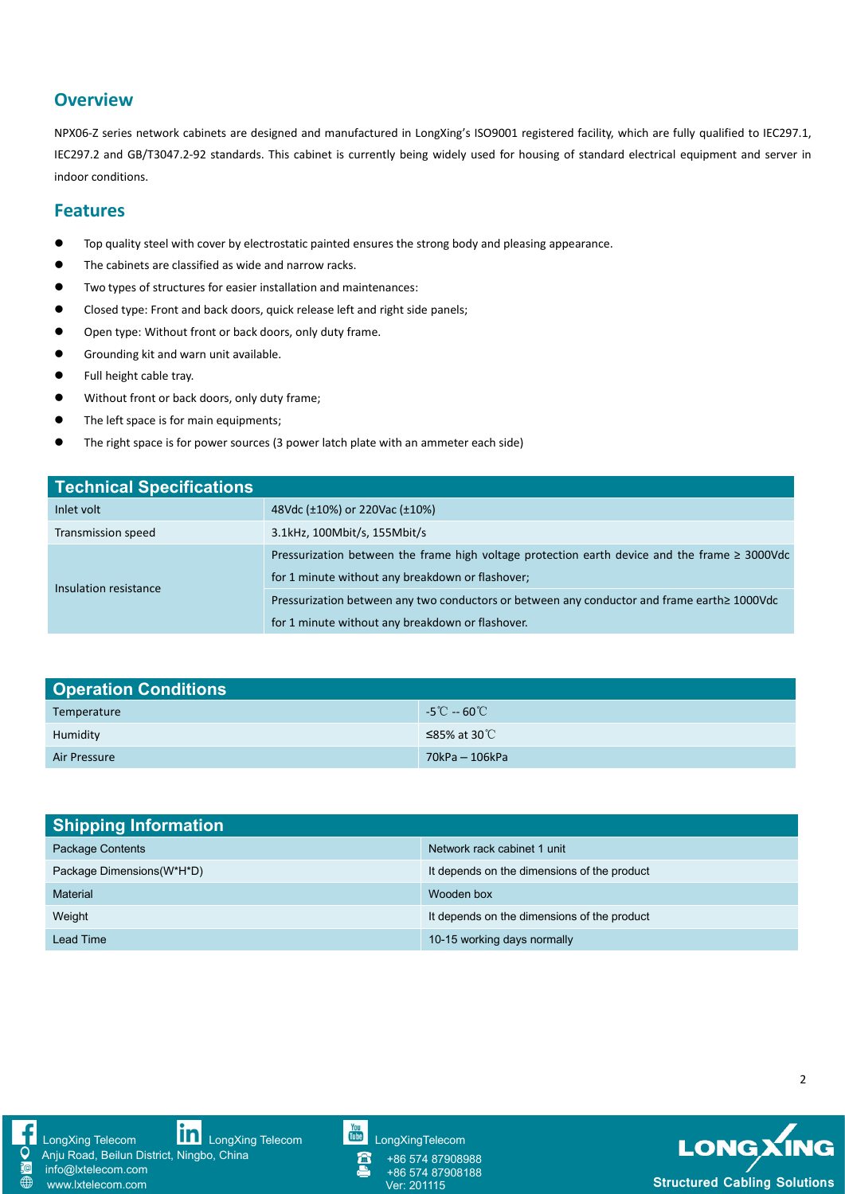## Overview

NPX06-Z series network cabinets are designed and manufactured in LongXing's ISO9001 registered facility, which are fully qualified to IEC297.1, IEC297.2 and GB/T3047.2-92 standards. This cabinet is currently being widely used for housing of standard electrical equipment and server in indoor conditions.

## Features

- Top quality steel with cover by electrostatic painted ensures the strong body and pleasing appearance.
- The cabinets are classified as wide and narrow racks.
- Two types of structures for easier installation and maintenances:
- Closed type: Front and back doors, quick release left and right side panels;
- Open type: Without front or back doors, only duty frame.
- Grounding kit and warn unit available.
- Full height cable tray.
- Without front or back doors, only duty frame;
- The left space is for main equipments;
- The right space is for power sources (3 power latch plate with an ammeter each side)

| Technical Specifications | |
|---|---|
| Inlet volt | 48Vdc (±10%) or 220Vac (±10%) |
| Transmission speed | 3.1kHz, 100Mbit/s, 155Mbit/s |
| Insulation resistance | Pressurization between the frame high voltage protection earth device and the frame ≥ 3000Vdc for 1 minute without any breakdown or flashover; |
| | Pressurization between any two conductors or between any conductor and frame earth≥ 1000Vdc for 1 minute without any breakdown or flashover. |

| Operation Conditions | |
|---|---|
| Temperature | -5℃ -- 60℃ |
| Humidity | ≤85% at 30℃ |
| Air Pressure | 70kPa – 106kPa |

| Shipping Information | |
|---|---|
| Package Contents | Network rack cabinet 1 unit |
| Package Dimensions(W*H*D) | It depends on the dimensions of the product |
| Material | Wooden box |
| Weight | It depends on the dimensions of the product |
| Lead Time | 10-15 working days normally |